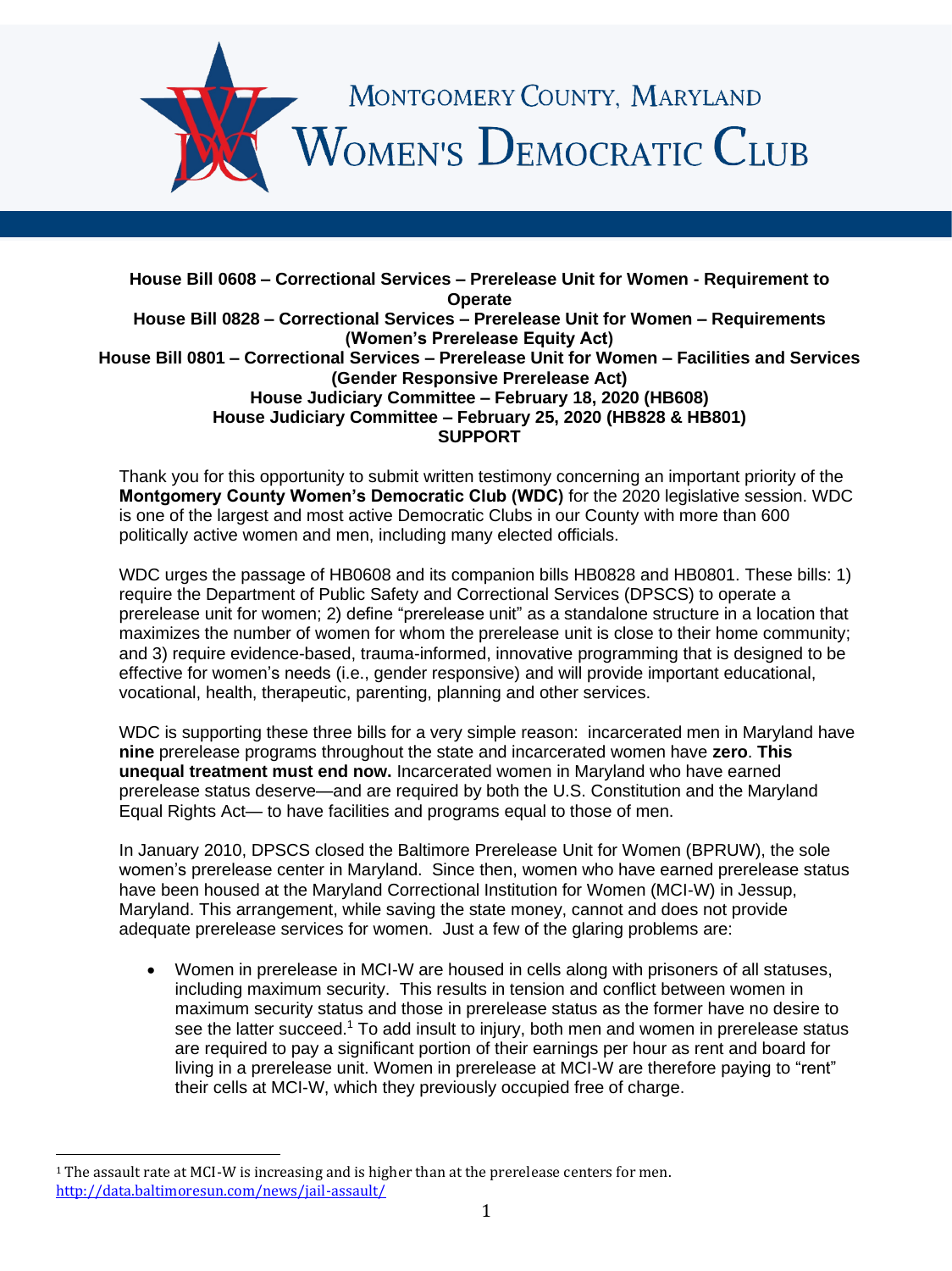# Montgomery County, Maryland Women's Democratic Club

**House Bill 0608 – Correctional Services – Prerelease Unit for Women - Requirement to Operate**
**House Bill 0828 – Correctional Services – Prerelease Unit for Women – Requirements (Women's Prerelease Equity Act)**
**House Bill 0801 – Correctional Services – Prerelease Unit for Women – Facilities and Services (Gender Responsive Prerelease Act)**
**House Judiciary Committee – February 18, 2020 (HB608)**
**House Judiciary Committee – February 25, 2020 (HB828 & HB801)**
**SUPPORT**

Thank you for this opportunity to submit written testimony concerning an important priority of the **Montgomery County Women's Democratic Club (WDC)** for the 2020 legislative session. WDC is one of the largest and most active Democratic Clubs in our County with more than 600 politically active women and men, including many elected officials.

WDC urges the passage of HB0608 and its companion bills HB0828 and HB0801. These bills: 1) require the Department of Public Safety and Correctional Services (DPSCS) to operate a prerelease unit for women; 2) define "prerelease unit" as a standalone structure in a location that maximizes the number of women for whom the prerelease unit is close to their home community; and 3) require evidence-based, trauma-informed, innovative programming that is designed to be effective for women's needs (i.e., gender responsive) and will provide important educational, vocational, health, therapeutic, parenting, planning and other services.

WDC is supporting these three bills for a very simple reason: incarcerated men in Maryland have **nine** prerelease programs throughout the state and incarcerated women have **zero**. **This unequal treatment must end now.** Incarcerated women in Maryland who have earned prerelease status deserve—and are required by both the U.S. Constitution and the Maryland Equal Rights Act— to have facilities and programs equal to those of men.

In January 2010, DPSCS closed the Baltimore Prerelease Unit for Women (BPRUW), the sole women's prerelease center in Maryland. Since then, women who have earned prerelease status have been housed at the Maryland Correctional Institution for Women (MCI-W) in Jessup, Maryland. This arrangement, while saving the state money, cannot and does not provide adequate prerelease services for women. Just a few of the glaring problems are:

- Women in prerelease in MCI-W are housed in cells along with prisoners of all statuses, including maximum security. This results in tension and conflict between women in maximum security status and those in prerelease status as the former have no desire to see the latter succeed.[1] To add insult to injury, both men and women in prerelease status are required to pay a significant portion of their earnings per hour as rent and board for living in a prerelease unit. Women in prerelease at MCI-W are therefore paying to "rent" their cells at MCI-W, which they previously occupied free of charge.

[1] The assault rate at MCI-W is increasing and is higher than at the prerelease centers for men. http://data.baltimoresun.com/news/jail-assault/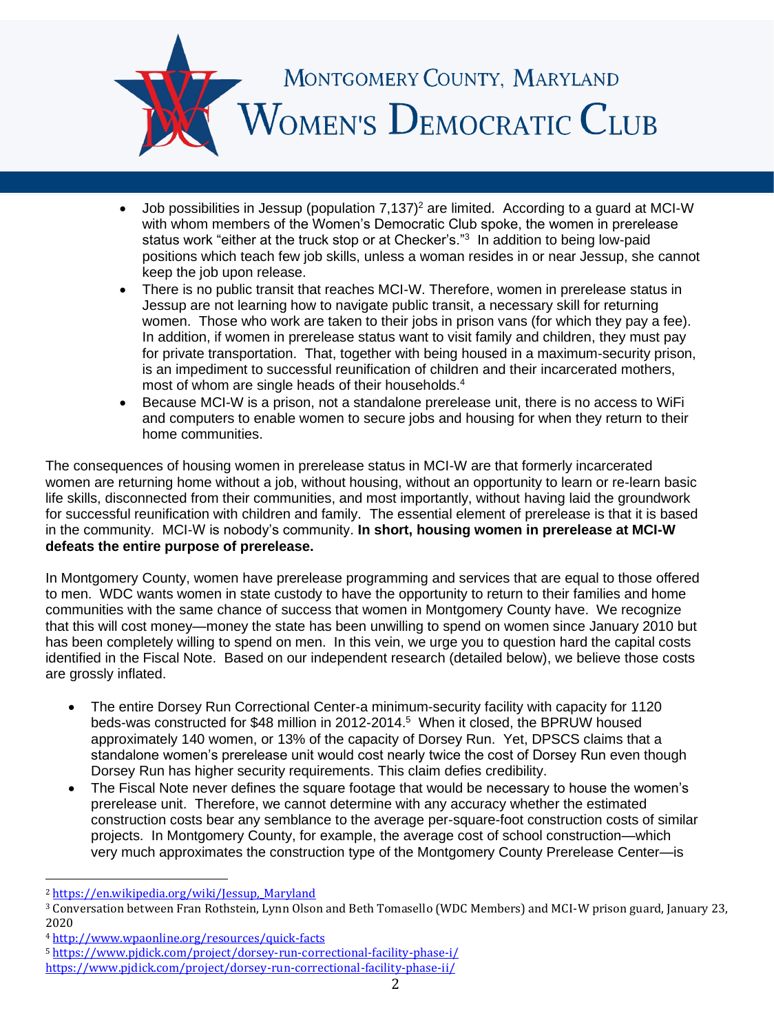- Job possibilities in Jessup (population 7,137)[2] are limited. According to a guard at MCI-W with whom members of the Women's Democratic Club spoke, the women in prerelease status work "either at the truck stop or at Checker's."[3] In addition to being low-paid positions which teach few job skills, unless a woman resides in or near Jessup, she cannot keep the job upon release.
- There is no public transit that reaches MCI-W. Therefore, women in prerelease status in Jessup are not learning how to navigate public transit, a necessary skill for returning women. Those who work are taken to their jobs in prison vans (for which they pay a fee). In addition, if women in prerelease status want to visit family and children, they must pay for private transportation. That, together with being housed in a maximum-security prison, is an impediment to successful reunification of children and their incarcerated mothers, most of whom are single heads of their households.[4]
- Because MCI-W is a prison, not a standalone prerelease unit, there is no access to WiFi and computers to enable women to secure jobs and housing for when they return to their home communities.

The consequences of housing women in prerelease status in MCI-W are that formerly incarcerated women are returning home without a job, without housing, without an opportunity to learn or re-learn basic life skills, disconnected from their communities, and most importantly, without having laid the groundwork for successful reunification with children and family. The essential element of prerelease is that it is based in the community. MCI-W is nobody's community. **In short, housing women in prerelease at MCI-W defeats the entire purpose of prerelease.**

In Montgomery County, women have prerelease programming and services that are equal to those offered to men. WDC wants women in state custody to have the opportunity to return to their families and home communities with the same chance of success that women in Montgomery County have. We recognize that this will cost money—money the state has been unwilling to spend on women since January 2010 but has been completely willing to spend on men. In this vein, we urge you to question hard the capital costs identified in the Fiscal Note. Based on our independent research (detailed below), we believe those costs are grossly inflated.

- The entire Dorsey Run Correctional Center-a minimum-security facility with capacity for 1120 beds-was constructed for $48 million in 2012-2014.[5] When it closed, the BPRUW housed approximately 140 women, or 13% of the capacity of Dorsey Run. Yet, DPSCS claims that a standalone women's prerelease unit would cost nearly twice the cost of Dorsey Run even though Dorsey Run has higher security requirements. This claim defies credibility.
- The Fiscal Note never defines the square footage that would be necessary to house the women's prerelease unit. Therefore, we cannot determine with any accuracy whether the estimated construction costs bear any semblance to the average per-square-foot construction costs of similar projects. In Montgomery County, for example, the average cost of school construction—which very much approximates the construction type of the Montgomery County Prerelease Center—is

---

[2] https://en.wikipedia.org/wiki/Jessup,_Maryland

[3] Conversation between Fran Rothstein, Lynn Olson and Beth Tomasello (WDC Members) and MCI-W prison guard, January 23, 2020

[4] http://www.wpaonline.org/resources/quick-facts

[5] https://www.pjdick.com/project/dorsey-run-correctional-facility-phase-i/ https://www.pjdick.com/project/dorsey-run-correctional-facility-phase-ii/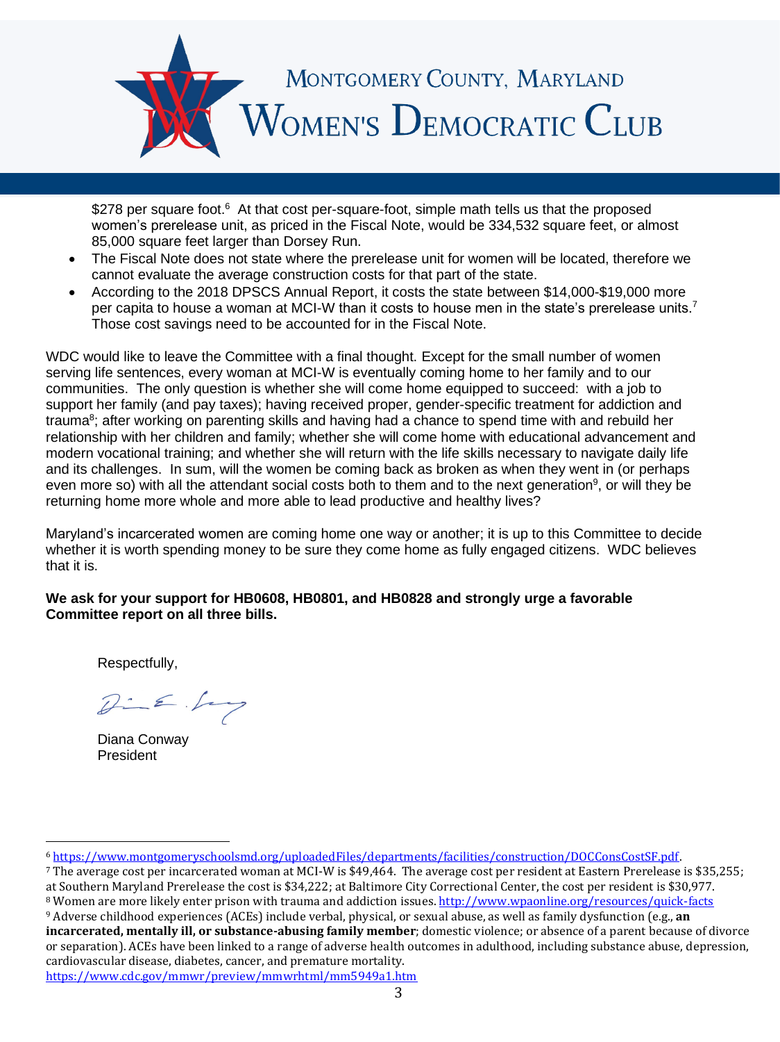$278 per square foot.[6] At that cost per-square-foot, simple math tells us that the proposed women's prerelease unit, as priced in the Fiscal Note, would be 334,532 square feet, or almost 85,000 square feet larger than Dorsey Run.

- The Fiscal Note does not state where the prerelease unit for women will be located, therefore we cannot evaluate the average construction costs for that part of the state.
- According to the 2018 DPSCS Annual Report, it costs the state between $14,000-$19,000 more per capita to house a woman at MCI-W than it costs to house men in the state's prerelease units.[7] Those cost savings need to be accounted for in the Fiscal Note.

WDC would like to leave the Committee with a final thought. Except for the small number of women serving life sentences, every woman at MCI-W is eventually coming home to her family and to our communities. The only question is whether she will come home equipped to succeed: with a job to support her family (and pay taxes); having received proper, gender-specific treatment for addiction and trauma[8]; after working on parenting skills and having had a chance to spend time with and rebuild her relationship with her children and family; whether she will come home with educational advancement and modern vocational training; and whether she will return with the life skills necessary to navigate daily life and its challenges. In sum, will the women be coming back as broken as when they went in (or perhaps even more so) with all the attendant social costs both to them and to the next generation[9], or will they be returning home more whole and more able to lead productive and healthy lives?

Maryland's incarcerated women are coming home one way or another; it is up to this Committee to decide whether it is worth spending money to be sure they come home as fully engaged citizens. WDC believes that it is.

**We ask for your support for HB0608, HB0801, and HB0828 and strongly urge a favorable Committee report on all three bills.**

Respectfully,

Diana Conway
President

---

[6] https://www.montgomeryschoolsmd.org/uploadedFiles/departments/facilities/construction/DOCConsCostSF.pdf.

[7] The average cost per incarcerated woman at MCI-W is $49,464. The average cost per resident at Eastern Prerelease is $35,255; at Southern Maryland Prerelease the cost is $34,222; at Baltimore City Correctional Center, the cost per resident is $30,977.

[8] Women are more likely enter prison with trauma and addiction issues. http://www.wpaonline.org/resources/quick-facts

[9] Adverse childhood experiences (ACEs) include verbal, physical, or sexual abuse, as well as family dysfunction (e.g., **an incarcerated, mentally ill, or substance-abusing family member**; domestic violence; or absence of a parent because of divorce or separation). ACEs have been linked to a range of adverse health outcomes in adulthood, including substance abuse, depression, cardiovascular disease, diabetes, cancer, and premature mortality. https://www.cdc.gov/mmwr/preview/mmwrhtml/mm5949a1.htm